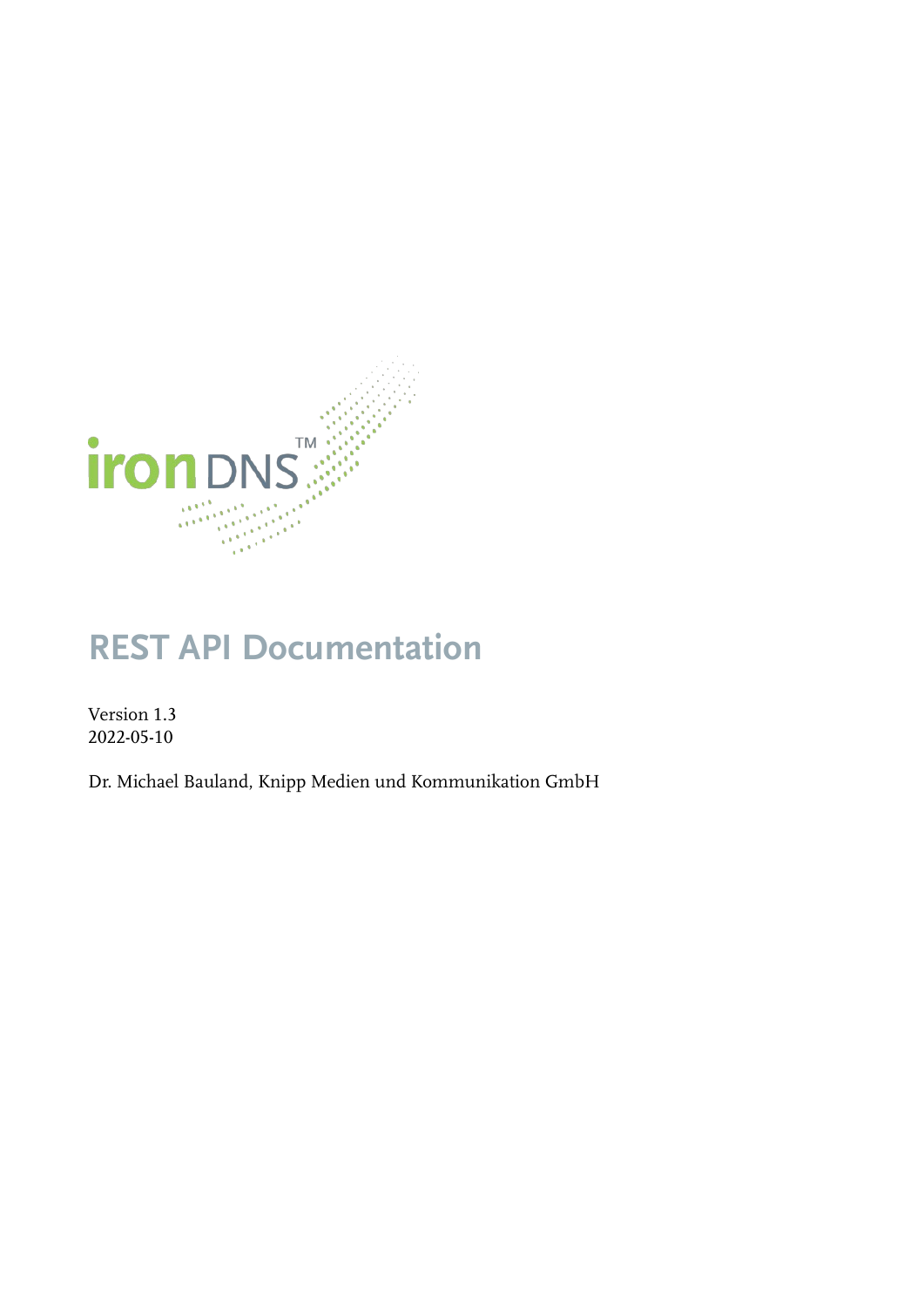ironDNS™

# REST API Documentation

Version 1.3
2022-05-10

Dr. Michael Bauland, Knipp Medien und Kommunikation GmbH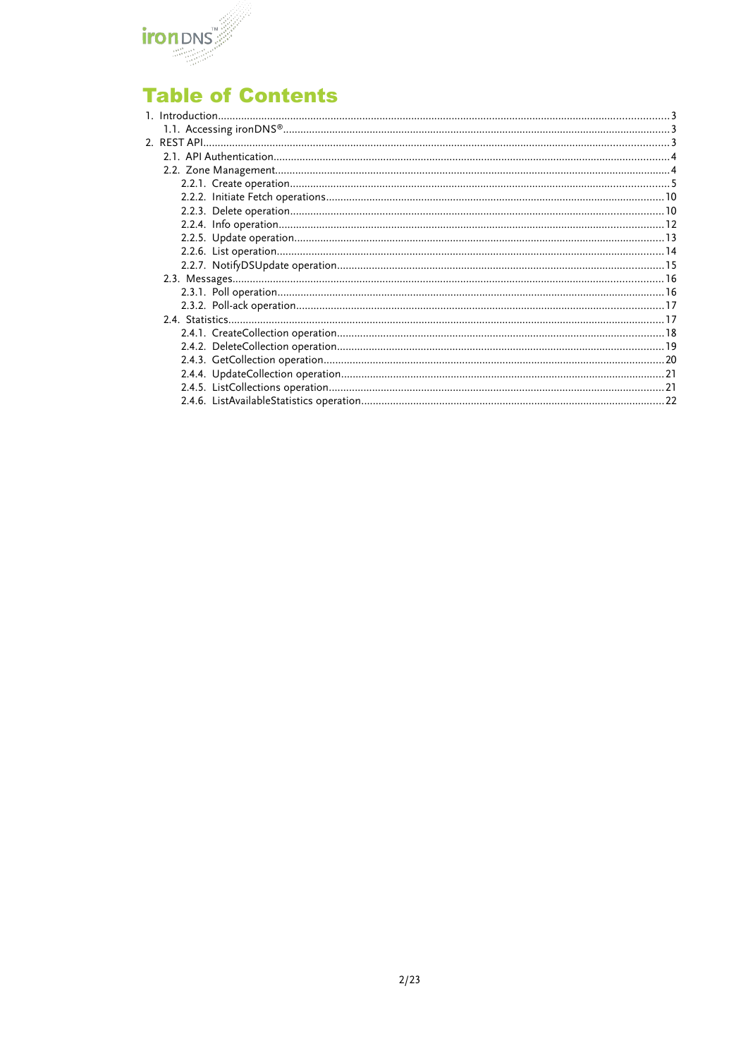# Table of Contents

1. Introduction....3
   1.1. Accessing ironDNS®....3
2. REST API....3
   2.1. API Authentication....4
   2.2. Zone Management....4
      2.2.1. Create operation....5
      2.2.2. Initiate Fetch operations....10
      2.2.3. Delete operation....10
      2.2.4. Info operation....12
      2.2.5. Update operation....13
      2.2.6. List operation....14
      2.2.7. NotifyDSUpdate operation....15
   2.3. Messages....16
      2.3.1. Poll operation....16
      2.3.2. Poll-ack operation....17
   2.4. Statistics....17
      2.4.1. CreateCollection operation....18
      2.4.2. DeleteCollection operation....19
      2.4.3. GetCollection operation....20
      2.4.4. UpdateCollection operation....21
      2.4.5. ListCollections operation....21
      2.4.6. ListAvailableStatistics operation....22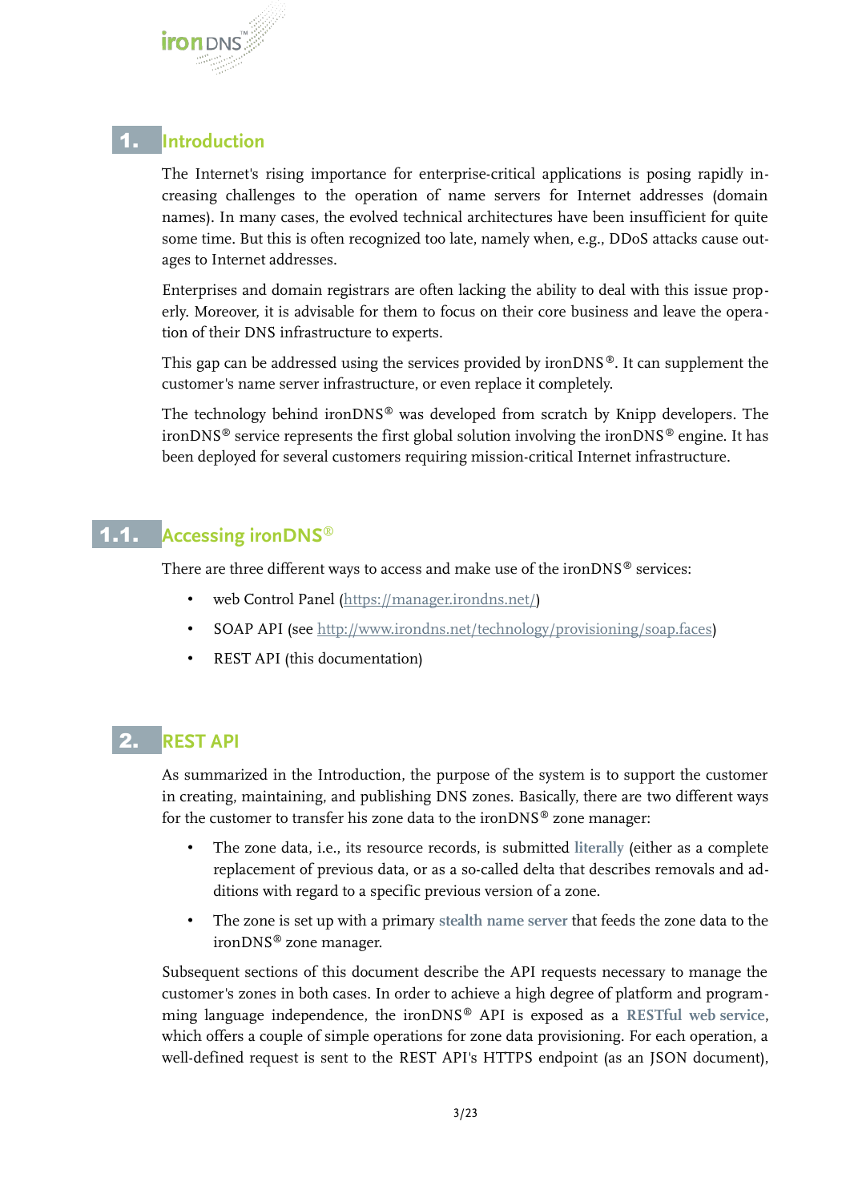# 1. Introduction

The Internet's rising importance for enterprise-critical applications is posing rapidly increasing challenges to the operation of name servers for Internet addresses (domain names). In many cases, the evolved technical architectures have been insufficient for quite some time. But this is often recognized too late, namely when, e.g., DDoS attacks cause outages to Internet addresses.

Enterprises and domain registrars are often lacking the ability to deal with this issue properly. Moreover, it is advisable for them to focus on their core business and leave the operation of their DNS infrastructure to experts.

This gap can be addressed using the services provided by ironDNS®. It can supplement the customer's name server infrastructure, or even replace it completely.

The technology behind ironDNS® was developed from scratch by Knipp developers. The ironDNS® service represents the first global solution involving the ironDNS® engine. It has been deployed for several customers requiring mission-critical Internet infrastructure.

## 1.1. Accessing ironDNS®

There are three different ways to access and make use of the ironDNS® services:

- web Control Panel ([https://manager.irondns.net/](https://manager.irondns.net/))
- SOAP API (see [http://www.irondns.net/technology/provisioning/soap.faces](http://www.irondns.net/technology/provisioning/soap.faces))
- REST API (this documentation)

# 2. REST API

As summarized in the Introduction, the purpose of the system is to support the customer in creating, maintaining, and publishing DNS zones. Basically, there are two different ways for the customer to transfer his zone data to the ironDNS® zone manager:

- The zone data, i.e., its resource records, is submitted **literally** (either as a complete replacement of previous data, or as a so-called delta that describes removals and additions with regard to a specific previous version of a zone.
- The zone is set up with a primary **stealth name server** that feeds the zone data to the ironDNS® zone manager.

Subsequent sections of this document describe the API requests necessary to manage the customer's zones in both cases. In order to achieve a high degree of platform and programming language independence, the ironDNS® API is exposed as a **RESTful web service**, which offers a couple of simple operations for zone data provisioning. For each operation, a well-defined request is sent to the REST API's HTTPS endpoint (as an JSON document),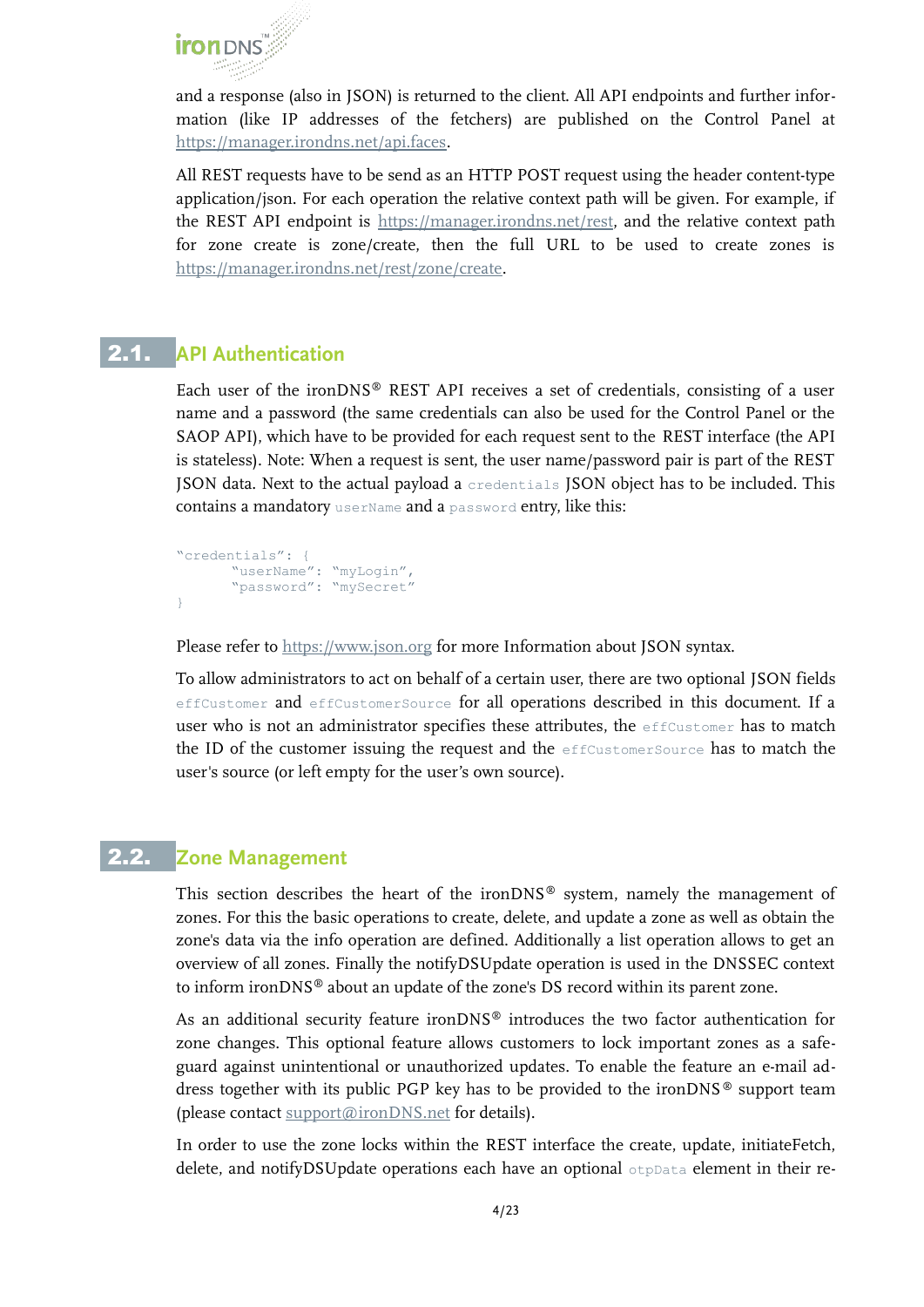and a response (also in JSON) is returned to the client. All API endpoints and further information (like IP addresses of the fetchers) are published on the Control Panel at https://manager.irondns.net/api.faces.

All REST requests have to be send as an HTTP POST request using the header content-type application/json. For each operation the relative context path will be given. For example, if the REST API endpoint is https://manager.irondns.net/rest, and the relative context path for zone create is zone/create, then the full URL to be used to create zones is https://manager.irondns.net/rest/zone/create.

## 2.1. API Authentication

Each user of the ironDNS® REST API receives a set of credentials, consisting of a user name and a password (the same credentials can also be used for the Control Panel or the SAOP API), which have to be provided for each request sent to the REST interface (the API is stateless). Note: When a request is sent, the user name/password pair is part of the REST JSON data. Next to the actual payload a `credentials` JSON object has to be included. This contains a mandatory `userName` and a `password` entry, like this:

```
"credentials": {
       "userName": "myLogin",
       "password": "mySecret"
}
```

Please refer to https://www.json.org for more Information about JSON syntax.

To allow administrators to act on behalf of a certain user, there are two optional JSON fields `effCustomer` and `effCustomerSource` for all operations described in this document. If a user who is not an administrator specifies these attributes, the `effCustomer` has to match the ID of the customer issuing the request and the `effCustomerSource` has to match the user's source (or left empty for the user's own source).

## 2.2. Zone Management

This section describes the heart of the ironDNS® system, namely the management of zones. For this the basic operations to create, delete, and update a zone as well as obtain the zone's data via the info operation are defined. Additionally a list operation allows to get an overview of all zones. Finally the notifyDSUpdate operation is used in the DNSSEC context to inform ironDNS® about an update of the zone's DS record within its parent zone.

As an additional security feature ironDNS® introduces the two factor authentication for zone changes. This optional feature allows customers to lock important zones as a safeguard against unintentional or unauthorized updates. To enable the feature an e-mail address together with its public PGP key has to be provided to the ironDNS® support team (please contact support@ironDNS.net for details).

In order to use the zone locks within the REST interface the create, update, initiateFetch, delete, and notifyDSUpdate operations each have an optional `otpData` element in their re-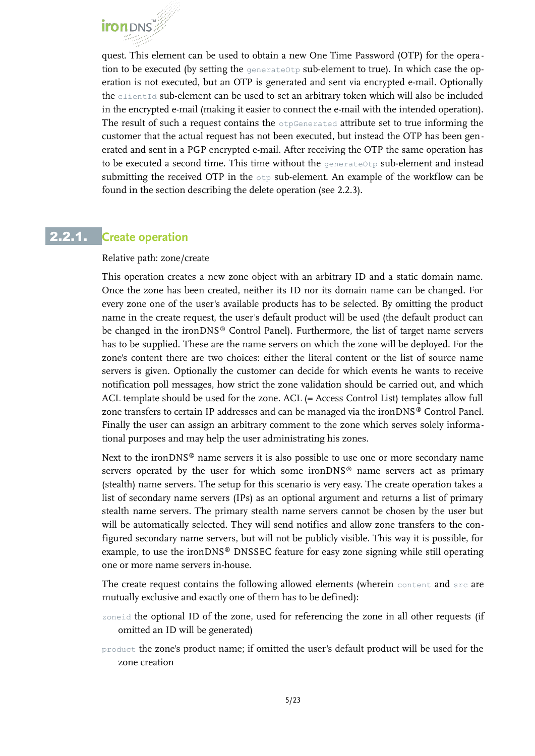quest. This element can be used to obtain a new One Time Password (OTP) for the operation to be executed (by setting the `generateOtp` sub-element to true). In which case the operation is not executed, but an OTP is generated and sent via encrypted e-mail. Optionally the `clientId` sub-element can be used to set an arbitrary token which will also be included in the encrypted e-mail (making it easier to connect the e-mail with the intended operation). The result of such a request contains the `otpGenerated` attribute set to true informing the customer that the actual request has not been executed, but instead the OTP has been generated and sent in a PGP encrypted e-mail. After receiving the OTP the same operation has to be executed a second time. This time without the `generateOtp` sub-element and instead submitting the received OTP in the `otp` sub-element. An example of the workflow can be found in the section describing the delete operation (see 2.2.3).

## 2.2.1. Create operation

Relative path: zone/create

This operation creates a new zone object with an arbitrary ID and a static domain name. Once the zone has been created, neither its ID nor its domain name can be changed. For every zone one of the user's available products has to be selected. By omitting the product name in the create request, the user's default product will be used (the default product can be changed in the ironDNS® Control Panel). Furthermore, the list of target name servers has to be supplied. These are the name servers on which the zone will be deployed. For the zone's content there are two choices: either the literal content or the list of source name servers is given. Optionally the customer can decide for which events he wants to receive notification poll messages, how strict the zone validation should be carried out, and which ACL template should be used for the zone. ACL (= Access Control List) templates allow full zone transfers to certain IP addresses and can be managed via the ironDNS® Control Panel. Finally the user can assign an arbitrary comment to the zone which serves solely informational purposes and may help the user administrating his zones.

Next to the ironDNS® name servers it is also possible to use one or more secondary name servers operated by the user for which some ironDNS® name servers act as primary (stealth) name servers. The setup for this scenario is very easy. The create operation takes a list of secondary name servers (IPs) as an optional argument and returns a list of primary stealth name servers. The primary stealth name servers cannot be chosen by the user but will be automatically selected. They will send notifies and allow zone transfers to the configured secondary name servers, but will not be publicly visible. This way it is possible, for example, to use the ironDNS® DNSSEC feature for easy zone signing while still operating one or more name servers in-house.

The create request contains the following allowed elements (wherein `content` and `src` are mutually exclusive and exactly one of them has to be defined):

`zoneid` the optional ID of the zone, used for referencing the zone in all other requests (if omitted an ID will be generated)

`product` the zone's product name; if omitted the user's default product will be used for the zone creation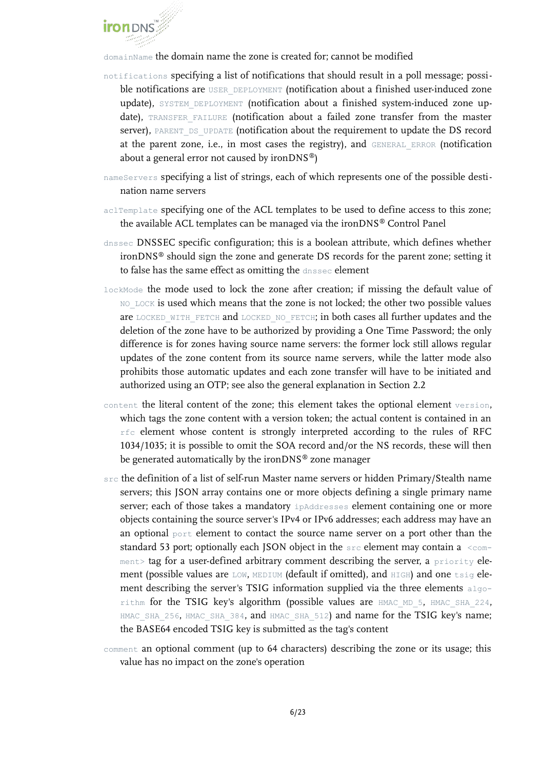`domainName` the domain name the zone is created for; cannot be modified

`notifications` specifying a list of notifications that should result in a poll message; possible notifications are `USER_DEPLOYMENT` (notification about a finished user-induced zone update), `SYSTEM_DEPLOYMENT` (notification about a finished system-induced zone update), `TRANSFER_FAILURE` (notification about a failed zone transfer from the master server), `PARENT_DS_UPDATE` (notification about the requirement to update the DS record at the parent zone, i.e., in most cases the registry), and `GENERAL_ERROR` (notification about a general error not caused by ironDNS®)

`nameServers` specifying a list of strings, each of which represents one of the possible destination name servers

`aclTemplate` specifying one of the ACL templates to be used to define access to this zone; the available ACL templates can be managed via the ironDNS® Control Panel

`dnssec` DNSSEC specific configuration; this is a boolean attribute, which defines whether ironDNS® should sign the zone and generate DS records for the parent zone; setting it to false has the same effect as omitting the `dnssec` element

`lockMode` the mode used to lock the zone after creation; if missing the default value of `NO_LOCK` is used which means that the zone is not locked; the other two possible values are `LOCKED_WITH_FETCH` and `LOCKED_NO_FETCH`; in both cases all further updates and the deletion of the zone have to be authorized by providing a One Time Password; the only difference is for zones having source name servers: the former lock still allows regular updates of the zone content from its source name servers, while the latter mode also prohibits those automatic updates and each zone transfer will have to be initiated and authorized using an OTP; see also the general explanation in Section 2.2

`content` the literal content of the zone; this element takes the optional element `version`, which tags the zone content with a version token; the actual content is contained in an `rfc` element whose content is strongly interpreted according to the rules of RFC 1034/1035; it is possible to omit the SOA record and/or the NS records, these will then be generated automatically by the ironDNS® zone manager

`src` the definition of a list of self-run Master name servers or hidden Primary/Stealth name servers; this JSON array contains one or more objects defining a single primary name server; each of those takes a mandatory `ipAddresses` element containing one or more objects containing the source server's IPv4 or IPv6 addresses; each address may have an an optional `port` element to contact the source name server on a port other than the standard 53 port; optionally each JSON object in the `src` element may contain a `<comment>` tag for a user-defined arbitrary comment describing the server, a `priority` element (possible values are `LOW`, `MEDIUM` (default if omitted), and `HIGH`) and one `tsig` element describing the server's TSIG information supplied via the three elements `algorithm` for the TSIG key's algorithm (possible values are `HMAC_MD_5`, `HMAC_SHA_224`, `HMAC_SHA_256`, `HMAC_SHA_384`, and `HMAC_SHA_512`) and name for the TSIG key's name; the BASE64 encoded TSIG key is submitted as the tag's content

`comment` an optional comment (up to 64 characters) describing the zone or its usage; this value has no impact on the zone's operation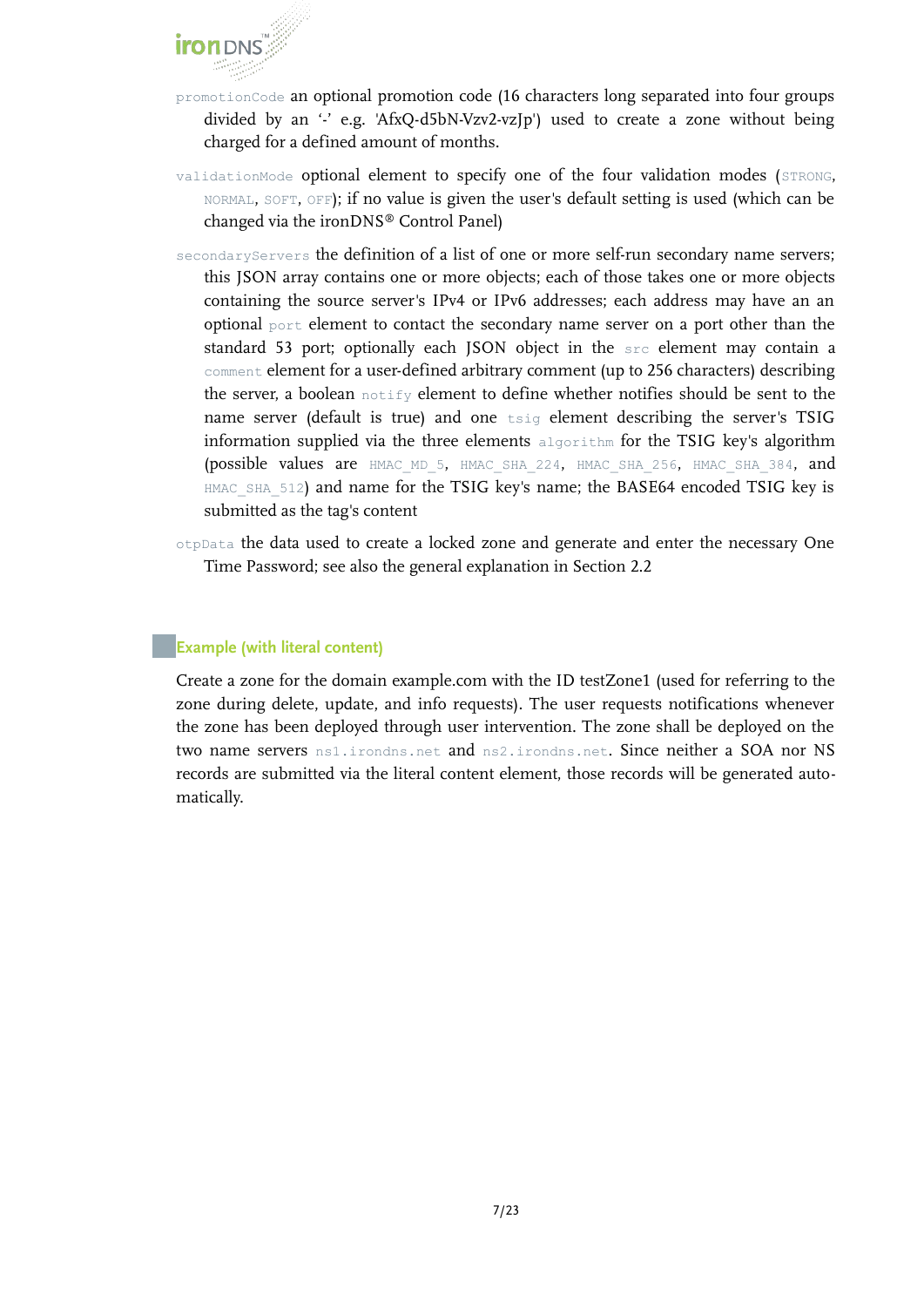`promotionCode` an optional promotion code (16 characters long separated into four groups divided by an '-' e.g. 'AfxQ-d5bN-Vzv2-vzJp') used to create a zone without being charged for a defined amount of months.

`validationMode` optional element to specify one of the four validation modes (`STRONG`, `NORMAL`, `SOFT`, `OFF`); if no value is given the user's default setting is used (which can be changed via the ironDNS® Control Panel)

`secondaryServers` the definition of a list of one or more self-run secondary name servers; this JSON array contains one or more objects; each of those takes one or more objects containing the source server's IPv4 or IPv6 addresses; each address may have an an optional `port` element to contact the secondary name server on a port other than the standard 53 port; optionally each JSON object in the `src` element may contain a `comment` element for a user-defined arbitrary comment (up to 256 characters) describing the server, a boolean `notify` element to define whether notifies should be sent to the name server (default is true) and one `tsig` element describing the server's TSIG information supplied via the three elements `algorithm` for the TSIG key's algorithm (possible values are `HMAC_MD_5`, `HMAC_SHA_224`, `HMAC_SHA_256`, `HMAC_SHA_384`, and `HMAC_SHA_512`) and name for the TSIG key's name; the BASE64 encoded TSIG key is submitted as the tag's content

`otpData` the data used to create a locked zone and generate and enter the necessary One Time Password; see also the general explanation in Section 2.2

### Example (with literal content)

Create a zone for the domain example.com with the ID testZone1 (used for referring to the zone during delete, update, and info requests). The user requests notifications whenever the zone has been deployed through user intervention. The zone shall be deployed on the two name servers `ns1.irondns.net` and `ns2.irondns.net`. Since neither a SOA nor NS records are submitted via the literal content element, those records will be generated automatically.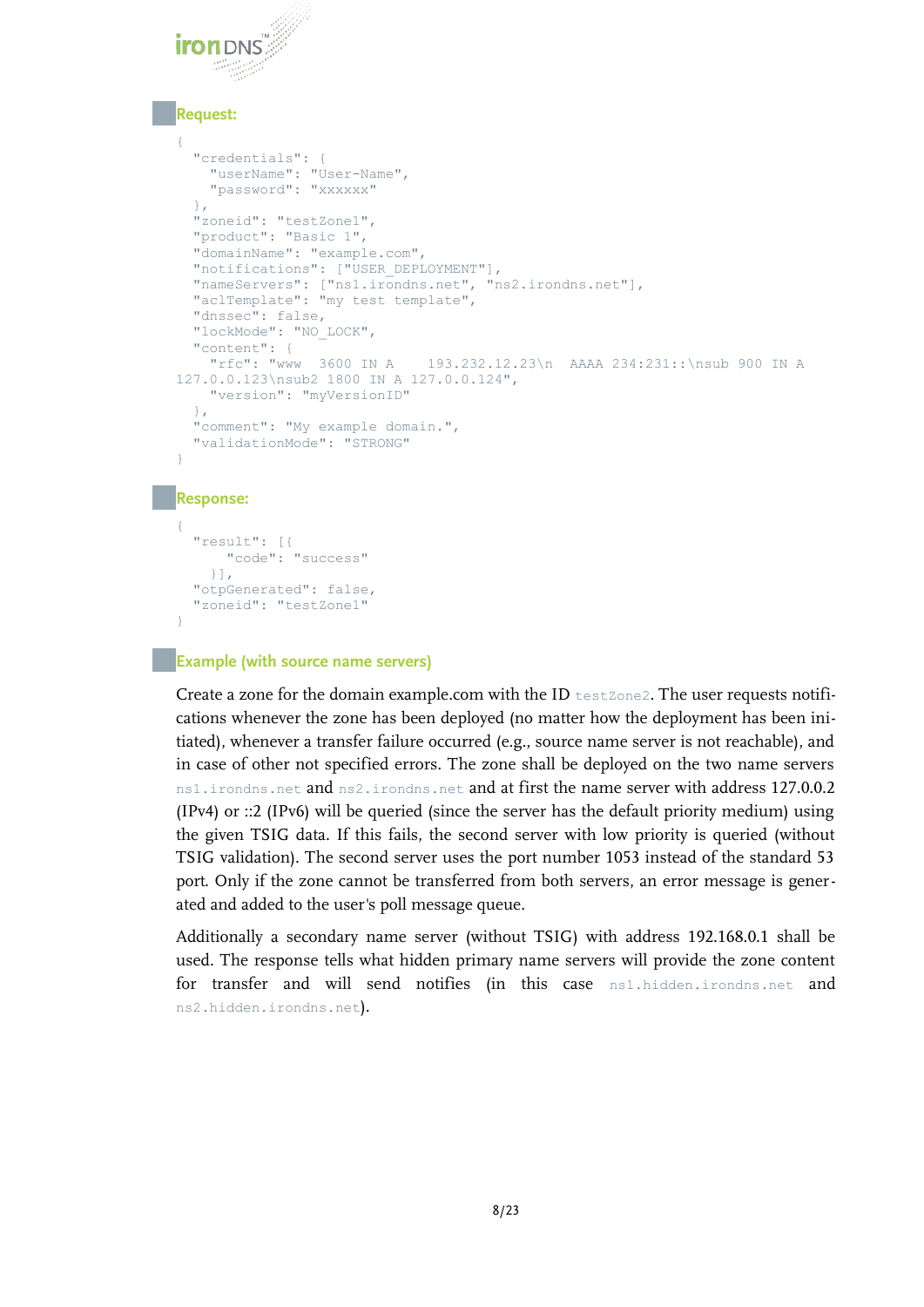### Request:

```
{
  "credentials": {
    "userName": "User-Name",
    "password": "xxxxxx"
  },
  "zoneid": "testZone1",
  "product": "Basic 1",
  "domainName": "example.com",
  "notifications": ["USER_DEPLOYMENT"],
  "nameServers": ["ns1.irondns.net", "ns2.irondns.net"],
  "aclTemplate": "my test template",
  "dnssec": false,
  "lockMode": "NO_LOCK",
  "content": {
    "rfc": "www  3600 IN A    193.232.12.23\n  AAAA 234:231::\nsub 900 IN A 
127.0.0.123\nsub2 1800 IN A 127.0.0.124",
    "version": "myVersionID"
  },
  "comment": "My example domain.",
  "validationMode": "STRONG"
}
```

### Response:

```
{
  "result": [{
      "code": "success"
    }],
  "otpGenerated": false,
  "zoneid": "testZone1"
}
```

### Example (with source name servers)

Create a zone for the domain example.com with the ID `testZone2`. The user requests notifications whenever the zone has been deployed (no matter how the deployment has been initiated), whenever a transfer failure occurred (e.g., source name server is not reachable), and in case of other not specified errors. The zone shall be deployed on the two name servers `ns1.irondns.net` and `ns2.irondns.net` and at first the name server with address 127.0.0.2 (IPv4) or ::2 (IPv6) will be queried (since the server has the default priority medium) using the given TSIG data. If this fails, the second server with low priority is queried (without TSIG validation). The second server uses the port number 1053 instead of the standard 53 port. Only if the zone cannot be transferred from both servers, an error message is generated and added to the user's poll message queue.

Additionally a secondary name server (without TSIG) with address 192.168.0.1 shall be used. The response tells what hidden primary name servers will provide the zone content for transfer and will send notifies (in this case `ns1.hidden.irondns.net` and `ns2.hidden.irondns.net`).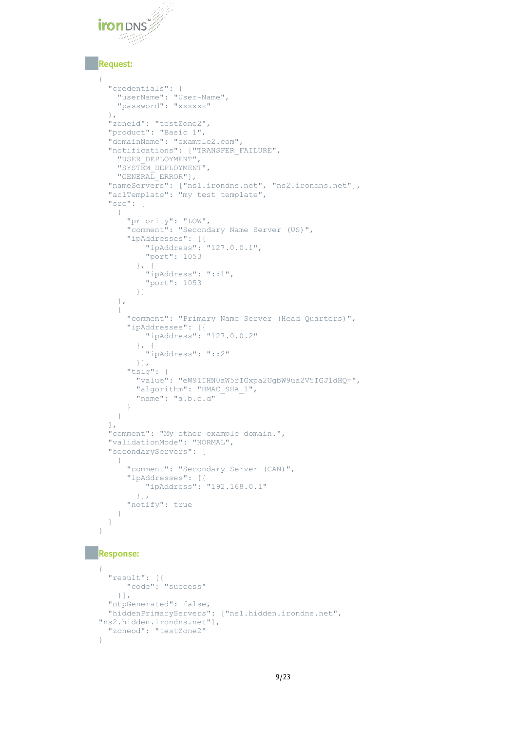## Request:

```
{
  "credentials": {
    "userName": "User-Name",
    "password": "xxxxxx"
  },
  "zoneid": "testZone2",
  "product": "Basic 1",
  "domainName": "example2.com",
  "notifications": ["TRANSFER_FAILURE",
    "USER_DEPLOYMENT",
    "SYSTEM_DEPLOYMENT",
    "GENERAL_ERROR"],
  "nameServers": ["ns1.irondns.net", "ns2.irondns.net"],
  "aclTemplate": "my test template",
  "src": [
    {
      "priority": "LOW",
      "comment": "Secondary Name Server (US)",
      "ipAddresses": [{
          "ipAddress": "127.0.0.1",
          "port": 1053
        }, {
          "ipAddress": "::1",
          "port": 1053
        }]
    },
    {
      "comment": "Primary Name Server (Head Quarters)",
      "ipAddresses": [{
          "ipAddress": "127.0.0.2"
        }, {
          "ipAddress": "::2"
        }],
      "tsig": {
        "value": "eW91IHN0aW5rIGxpa2UgbW9ua2V5IGJ1dHQ=",
        "algorithm": "HMAC_SHA_1",
        "name": "a.b.c.d"
      }
    }
  ],
  "comment": "My other example domain.",
  "validationMode": "NORMAL",
  "secondaryServers": [
    {
      "comment": "Secondary Server (CAN)",
      "ipAddresses": [{
          "ipAddress": "192.168.0.1"
        }],
      "notify": true
    }
  ]
}
```

## Response:

```
{
  "result": [{
      "code": "success"
    }],
  "otpGenerated": false,
  "hiddenPrimaryServers": ["ns1.hidden.irondns.net",
"ns2.hidden.irondns.net"],
  "zoneod": "testZone2"
}
```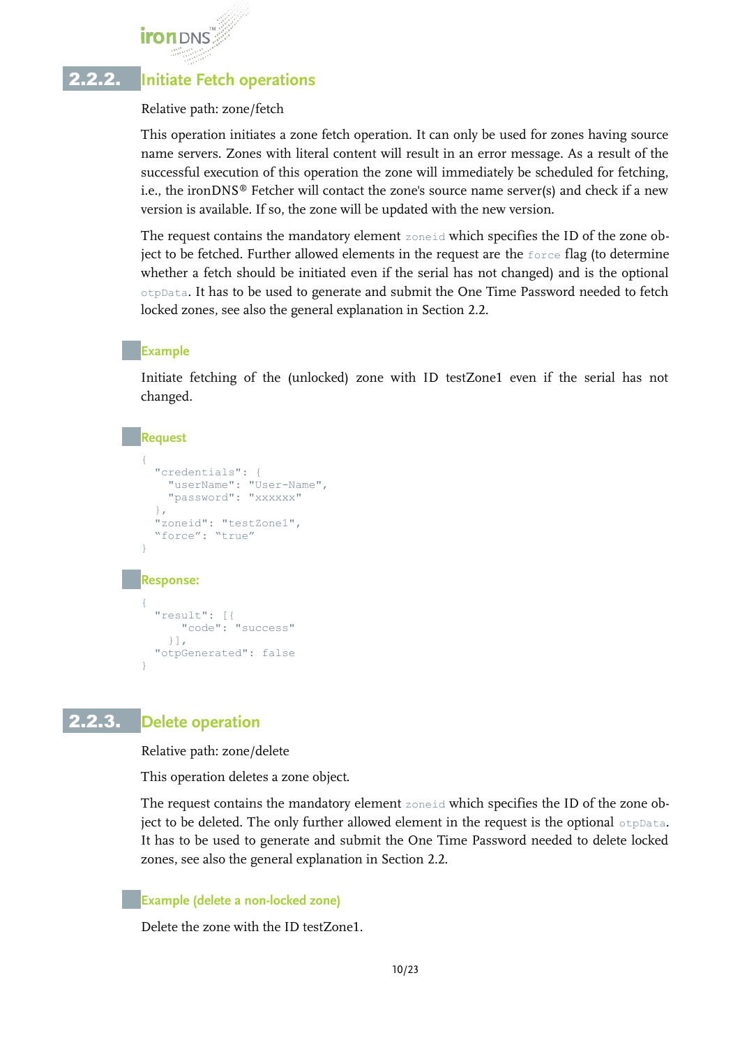### 2.2.2. Initiate Fetch operations

Relative path: zone/fetch

This operation initiates a zone fetch operation. It can only be used for zones having source name servers. Zones with literal content will result in an error message. As a result of the successful execution of this operation the zone will immediately be scheduled for fetching, i.e., the ironDNS® Fetcher will contact the zone's source name server(s) and check if a new version is available. If so, the zone will be updated with the new version.

The request contains the mandatory element `zoneid` which specifies the ID of the zone object to be fetched. Further allowed elements in the request are the `force` flag (to determine whether a fetch should be initiated even if the serial has not changed) and is the optional `otpData`. It has to be used to generate and submit the One Time Password needed to fetch locked zones, see also the general explanation in Section 2.2.

#### Example

Initiate fetching of the (unlocked) zone with ID testZone1 even if the serial has not changed.

#### Request

```
{
  "credentials": {
    "userName": "User-Name",
    "password": "xxxxxx"
  },
  "zoneid": "testZone1",
  “force”: “true”
}
```

#### Response:

```
{
  "result": [{
      "code": "success"
    }],
  "otpGenerated": false
}
```

### 2.2.3. Delete operation

Relative path: zone/delete

This operation deletes a zone object.

The request contains the mandatory element `zoneid` which specifies the ID of the zone object to be deleted. The only further allowed element in the request is the optional `otpData`. It has to be used to generate and submit the One Time Password needed to delete locked zones, see also the general explanation in Section 2.2.

#### Example (delete a non-locked zone)

Delete the zone with the ID testZone1.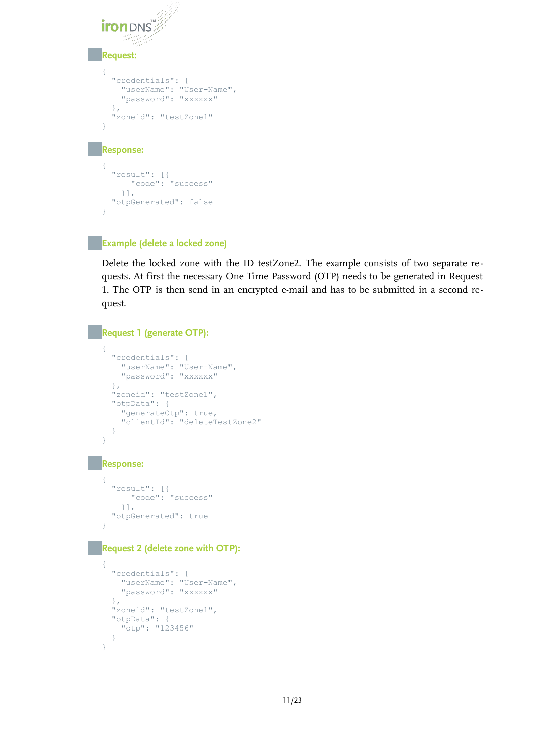### Request:

```
{
  "credentials": {
    "userName": "User-Name",
    "password": "xxxxxx"
  },
  "zoneid": "testZone1"
}
```

### Response:

```
{
  "result": [{
      "code": "success"
    }],
  "otpGenerated": false
}
```

### Example (delete a locked zone)

Delete the locked zone with the ID testZone2. The example consists of two separate requests. At first the necessary One Time Password (OTP) needs to be generated in Request 1. The OTP is then send in an encrypted e-mail and has to be submitted in a second request.

### Request 1 (generate OTP):

```
{
  "credentials": {
    "userName": "User-Name",
    "password": "xxxxxx"
  },
  "zoneid": "testZone1",
  "otpData": {
    "generateOtp": true,
    "clientId": "deleteTestZone2"
  }
}
```

### Response:

```
{
  "result": [{
      "code": "success"
    }],
  "otpGenerated": true
}
```

### Request 2 (delete zone with OTP):

```
{
  "credentials": {
    "userName": "User-Name",
    "password": "xxxxxx"
  },
  "zoneid": "testZone1",
  "otpData": {
    "otp": "123456"
  }
}
```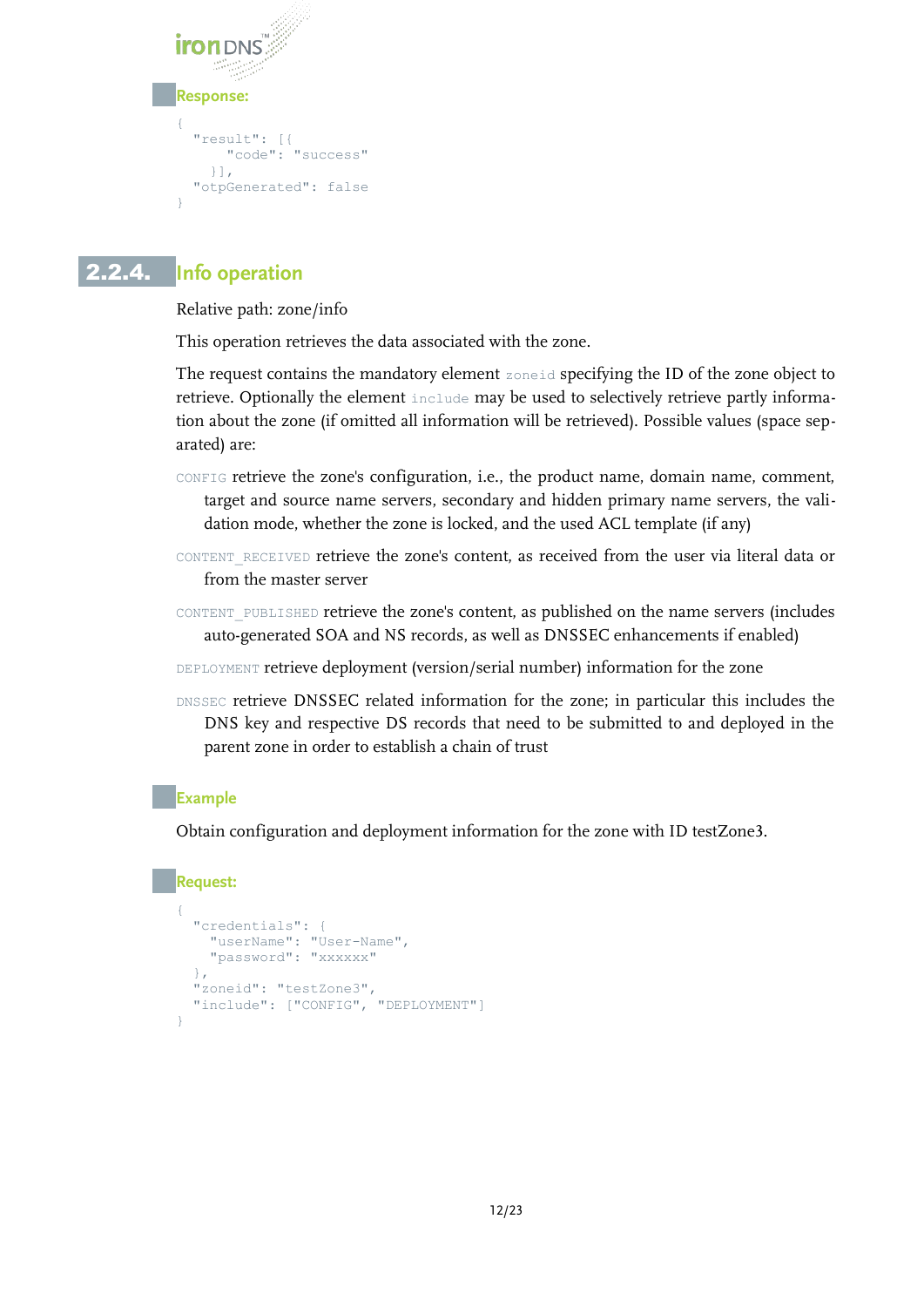#### Response:

```
{
  "result": [{
      "code": "success"
    }],
  "otpGenerated": false
}
```

### 2.2.4. Info operation

Relative path: zone/info

This operation retrieves the data associated with the zone.

The request contains the mandatory element `zoneid` specifying the ID of the zone object to retrieve. Optionally the element `include` may be used to selectively retrieve partly information about the zone (if omitted all information will be retrieved). Possible values (space separated) are:

`CONFIG` retrieve the zone's configuration, i.e., the product name, domain name, comment, target and source name servers, secondary and hidden primary name servers, the validation mode, whether the zone is locked, and the used ACL template (if any)

`CONTENT_RECEIVED` retrieve the zone's content, as received from the user via literal data or from the master server

`CONTENT_PUBLISHED` retrieve the zone's content, as published on the name servers (includes auto-generated SOA and NS records, as well as DNSSEC enhancements if enabled)

`DEPLOYMENT` retrieve deployment (version/serial number) information for the zone

`DNSSEC` retrieve DNSSEC related information for the zone; in particular this includes the DNS key and respective DS records that need to be submitted to and deployed in the parent zone in order to establish a chain of trust

#### Example

Obtain configuration and deployment information for the zone with ID testZone3.

#### Request:

```
{
  "credentials": {
    "userName": "User-Name",
    "password": "xxxxxx"
  },
  "zoneid": "testZone3",
  "include": ["CONFIG", "DEPLOYMENT"]
}
```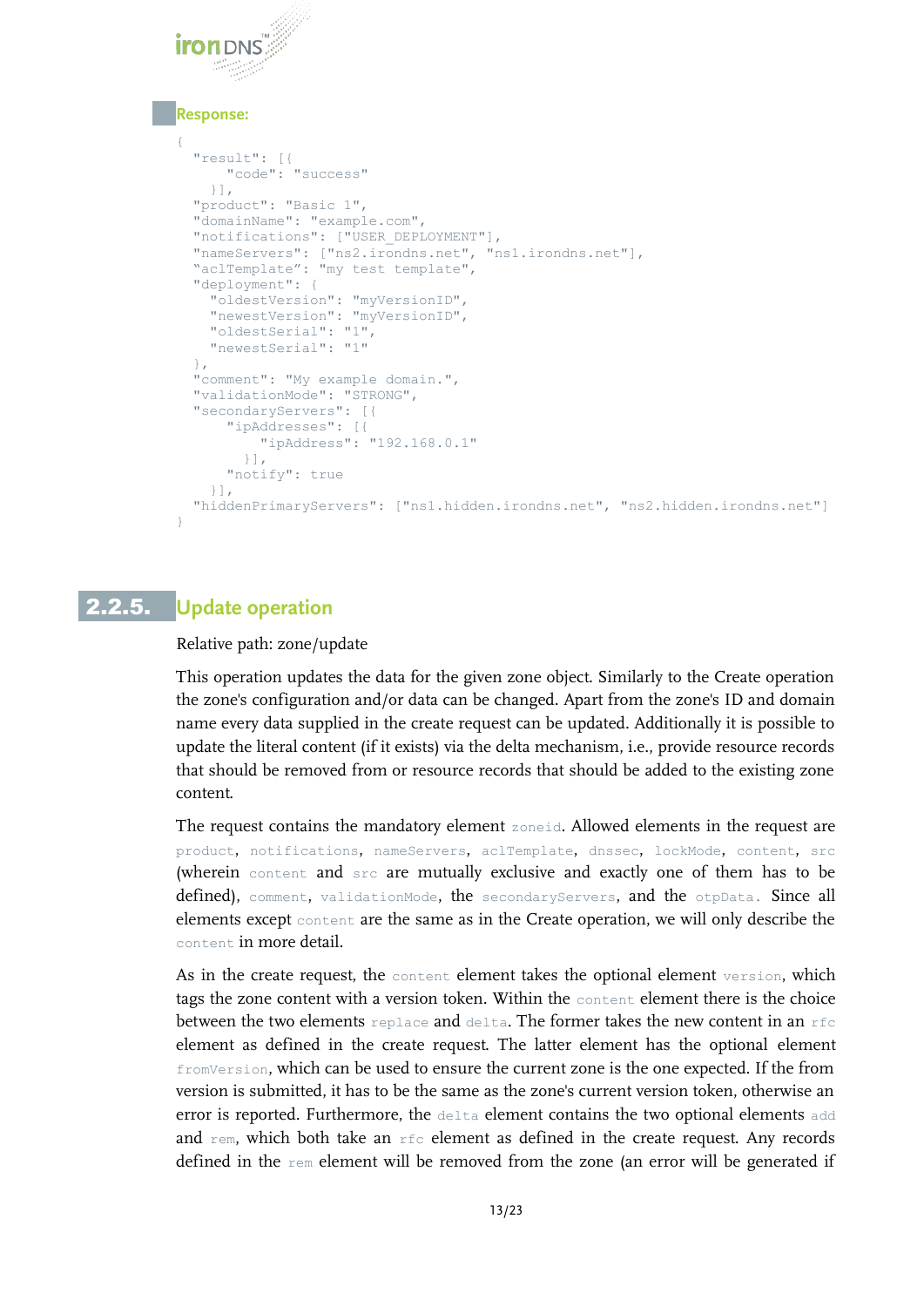**Response:**

```
{
  "result": [{
      "code": "success"
    }],
  "product": "Basic 1",
  "domainName": "example.com",
  "notifications": ["USER_DEPLOYMENT"],
  "nameServers": ["ns2.irondns.net", "ns1.irondns.net"],
  "aclTemplate": "my test template",
  "deployment": {
    "oldestVersion": "myVersionID",
    "newestVersion": "myVersionID",
    "oldestSerial": "1",
    "newestSerial": "1"
  },
  "comment": "My example domain.",
  "validationMode": "STRONG",
  "secondaryServers": [{
      "ipAddresses": [{
          "ipAddress": "192.168.0.1"
        }],
      "notify": true
    }],
  "hiddenPrimaryServers": ["ns1.hidden.irondns.net", "ns2.hidden.irondns.net"]
}
```

## 2.2.5. Update operation

Relative path: zone/update

This operation updates the data for the given zone object. Similarly to the Create operation the zone's configuration and/or data can be changed. Apart from the zone's ID and domain name every data supplied in the create request can be updated. Additionally it is possible to update the literal content (if it exists) via the delta mechanism, i.e., provide resource records that should be removed from or resource records that should be added to the existing zone content.

The request contains the mandatory element `zoneid`. Allowed elements in the request are `product`, `notifications`, `nameServers`, `aclTemplate`, `dnssec`, `lockMode`, `content`, `src` (wherein `content` and `src` are mutually exclusive and exactly one of them has to be defined), `comment`, `validationMode`, the `secondaryServers`, and the `otpData`. Since all elements except `content` are the same as in the Create operation, we will only describe the `content` in more detail.

As in the create request, the `content` element takes the optional element `version`, which tags the zone content with a version token. Within the `content` element there is the choice between the two elements `replace` and `delta`. The former takes the new content in an `rfc` element as defined in the create request. The latter element has the optional element `fromVersion`, which can be used to ensure the current zone is the one expected. If the from version is submitted, it has to be the same as the zone's current version token, otherwise an error is reported. Furthermore, the `delta` element contains the two optional elements `add` and `rem`, which both take an `rfc` element as defined in the create request. Any records defined in the `rem` element will be removed from the zone (an error will be generated if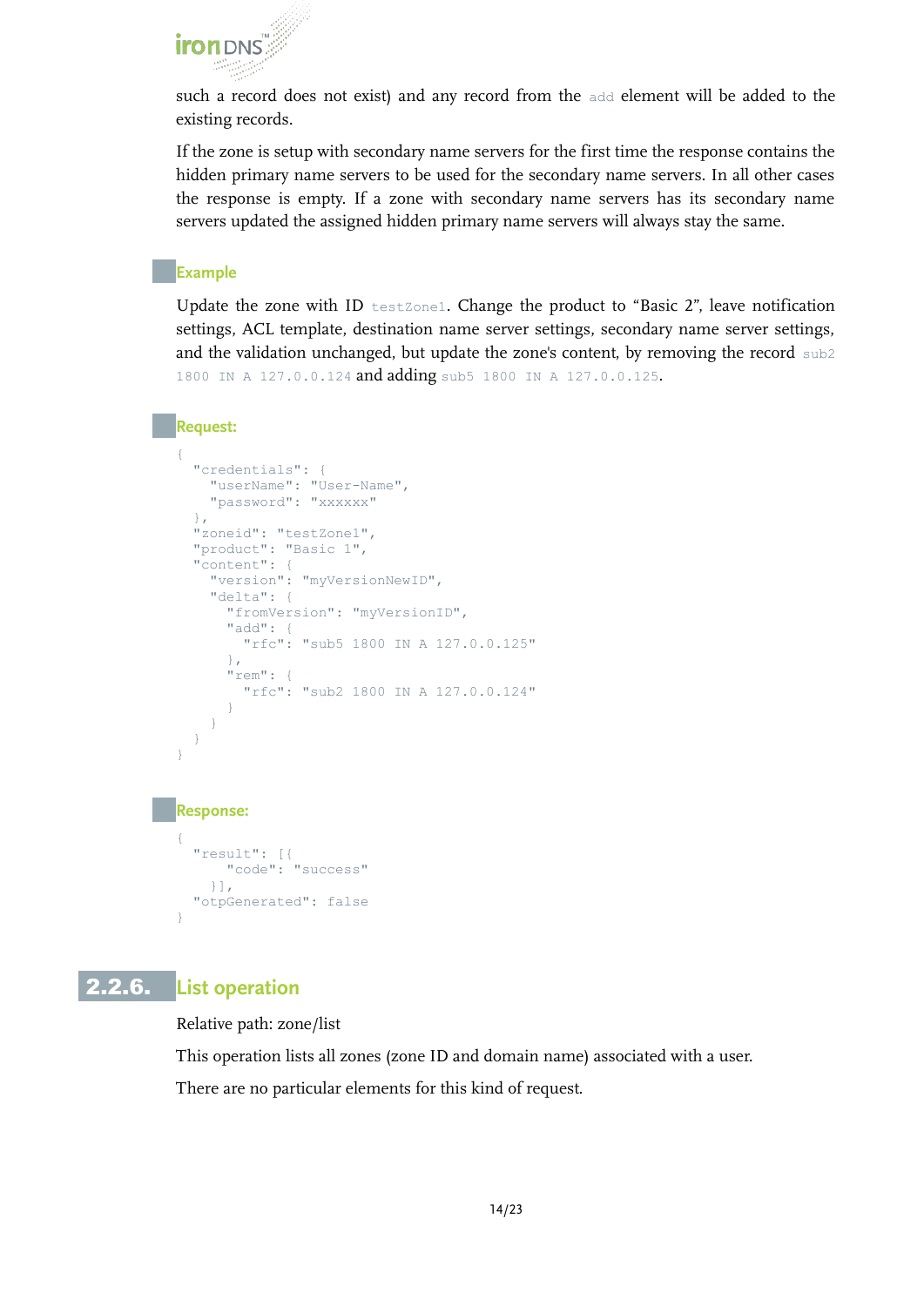such a record does not exist) and any record from the `add` element will be added to the existing records.

If the zone is setup with secondary name servers for the first time the response contains the hidden primary name servers to be used for the secondary name servers. In all other cases the response is empty. If a zone with secondary name servers has its secondary name servers updated the assigned hidden primary name servers will always stay the same.

### Example

Update the zone with ID `testZone1`. Change the product to “Basic 2”, leave notification settings, ACL template, destination name server settings, secondary name server settings, and the validation unchanged, but update the zone's content, by removing the record `sub2 1800 IN A 127.0.0.124` and adding `sub5 1800 IN A 127.0.0.125`.

### Request:

```
{
  "credentials": {
    "userName": "User-Name",
    "password": "xxxxxx"
  },
  "zoneid": "testZone1",
  "product": "Basic 1",
  "content": {
    "version": "myVersionNewID",
    "delta": {
      "fromVersion": "myVersionID",
      "add": {
        "rfc": "sub5 1800 IN A 127.0.0.125"
      },
      "rem": {
        "rfc": "sub2 1800 IN A 127.0.0.124"
      }
    }
  }
}
```

### Response:

```
{
  "result": [{
      "code": "success"
    }],
  "otpGenerated": false
}
```

## 2.2.6. List operation

Relative path: zone/list

This operation lists all zones (zone ID and domain name) associated with a user.

There are no particular elements for this kind of request.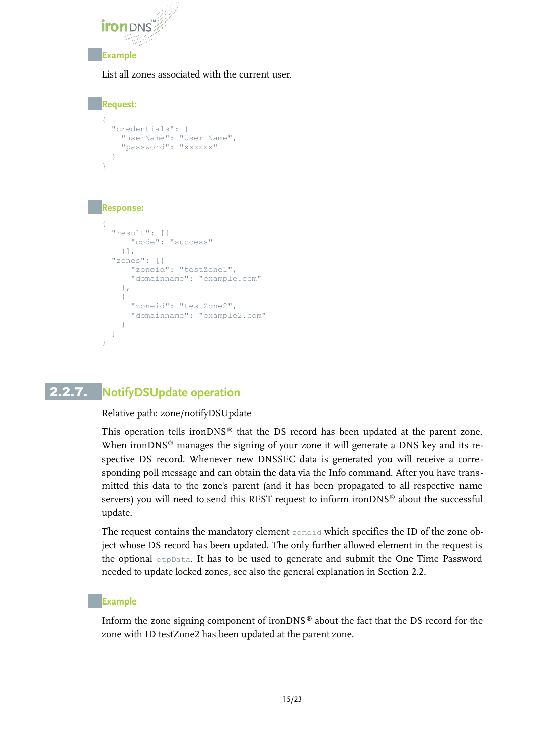#### Example

List all zones associated with the current user.

#### Request:

```
{
  "credentials": {
    "userName": "User-Name",
    "password": "xxxxxx"
  }
}
```

#### Response:

```
{
  "result": [{
      "code": "success"
    }],
  "zones": [{
      "zoneid": "testZone1",
      "domainname": "example.com"
    },
    {
      "zoneid": "testZone2",
      "domainname": "example2.com"
    }
  ]
}
```

### 2.2.7. NotifyDSUpdate operation

Relative path: zone/notifyDSUpdate

This operation tells ironDNS® that the DS record has been updated at the parent zone. When ironDNS® manages the signing of your zone it will generate a DNS key and its respective DS record. Whenever new DNSSEC data is generated you will receive a corresponding poll message and can obtain the data via the Info command. After you have transmitted this data to the zone's parent (and it has been propagated to all respective name servers) you will need to send this REST request to inform ironDNS® about the successful update.

The request contains the mandatory element `zoneid` which specifies the ID of the zone object whose DS record has been updated. The only further allowed element in the request is the optional `otpData`. It has to be used to generate and submit the One Time Password needed to update locked zones, see also the general explanation in Section 2.2.

#### Example

Inform the zone signing component of ironDNS® about the fact that the DS record for the zone with ID testZone2 has been updated at the parent zone.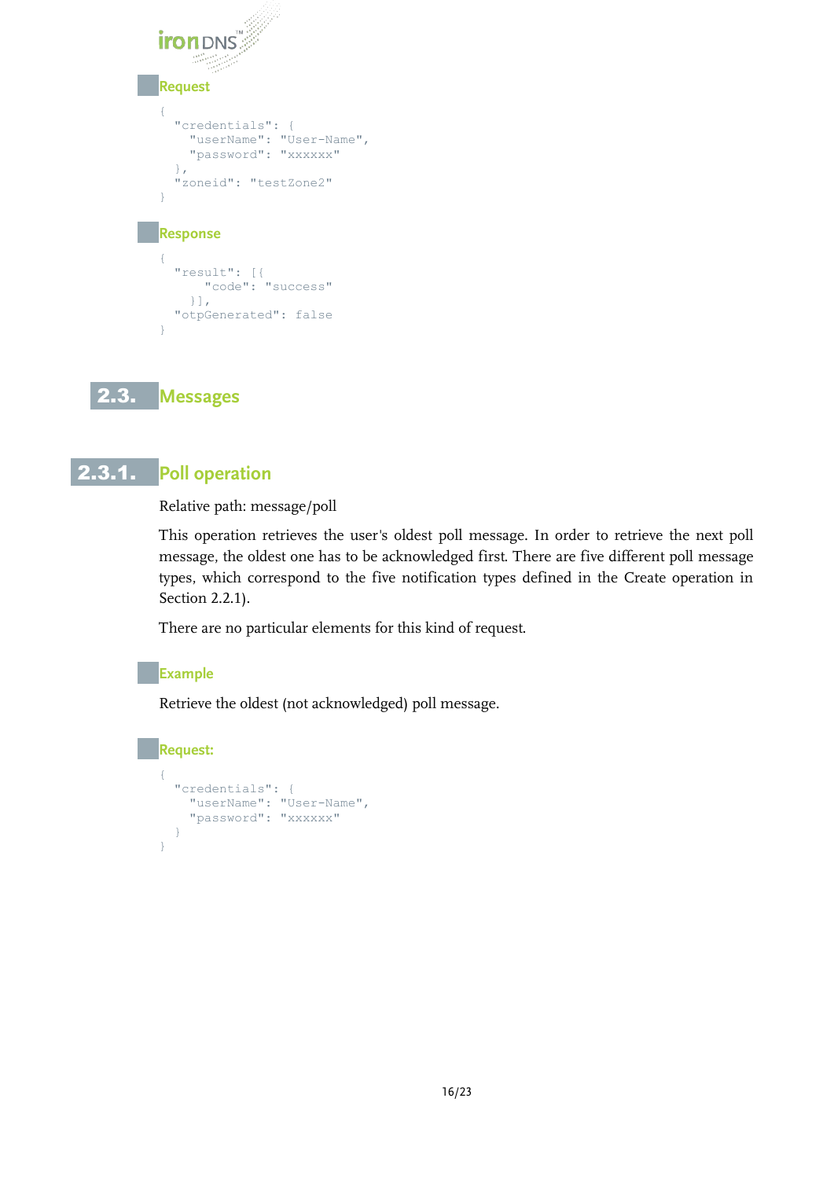#### Request

```
{
  "credentials": {
    "userName": "User-Name",
    "password": "xxxxxx"
  },
  "zoneid": "testZone2"
}
```

#### Response

```
{
  "result": [{
      "code": "success"
    }],
  "otpGenerated": false
}
```

## 2.3. Messages

### 2.3.1. Poll operation

Relative path: message/poll

This operation retrieves the user's oldest poll message. In order to retrieve the next poll message, the oldest one has to be acknowledged first. There are five different poll message types, which correspond to the five notification types defined in the Create operation in Section 2.2.1).

There are no particular elements for this kind of request.

#### Example

Retrieve the oldest (not acknowledged) poll message.

#### Request:

```
{
  "credentials": {
    "userName": "User-Name",
    "password": "xxxxxx"
  }
}
```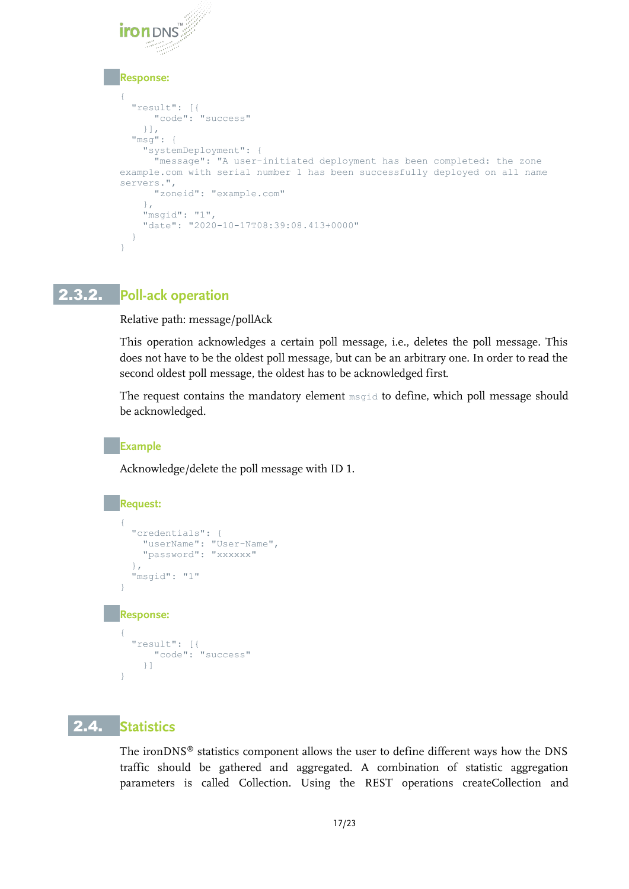**Response:**

```
{
  "result": [{
     "code": "success"
  }],
  "msg": {
    "systemDeployment": {
      "message": "A user-initiated deployment has been completed: the zone
example.com with serial number 1 has been successfully deployed on all name
servers.",
      "zoneid": "example.com"
    },
    "msgid": "1",
    "date": "2020-10-17T08:39:08.413+0000"
  }
}
```

### 2.3.2. Poll-ack operation

Relative path: message/pollAck

This operation acknowledges a certain poll message, i.e., deletes the poll message. This does not have to be the oldest poll message, but can be an arbitrary one. In order to read the second oldest poll message, the oldest has to be acknowledged first.

The request contains the mandatory element `msgid` to define, which poll message should be acknowledged.

**Example**

Acknowledge/delete the poll message with ID 1.

**Request:**

```
{
  "credentials": {
    "userName": "User-Name",
    "password": "xxxxxx"
  },
  "msgid": "1"
}
```

**Response:**

```
{
  "result": [{
     "code": "success"
  }]
}
```

## 2.4. Statistics

The ironDNS® statistics component allows the user to define different ways how the DNS traffic should be gathered and aggregated. A combination of statistic aggregation parameters is called Collection. Using the REST operations createCollection and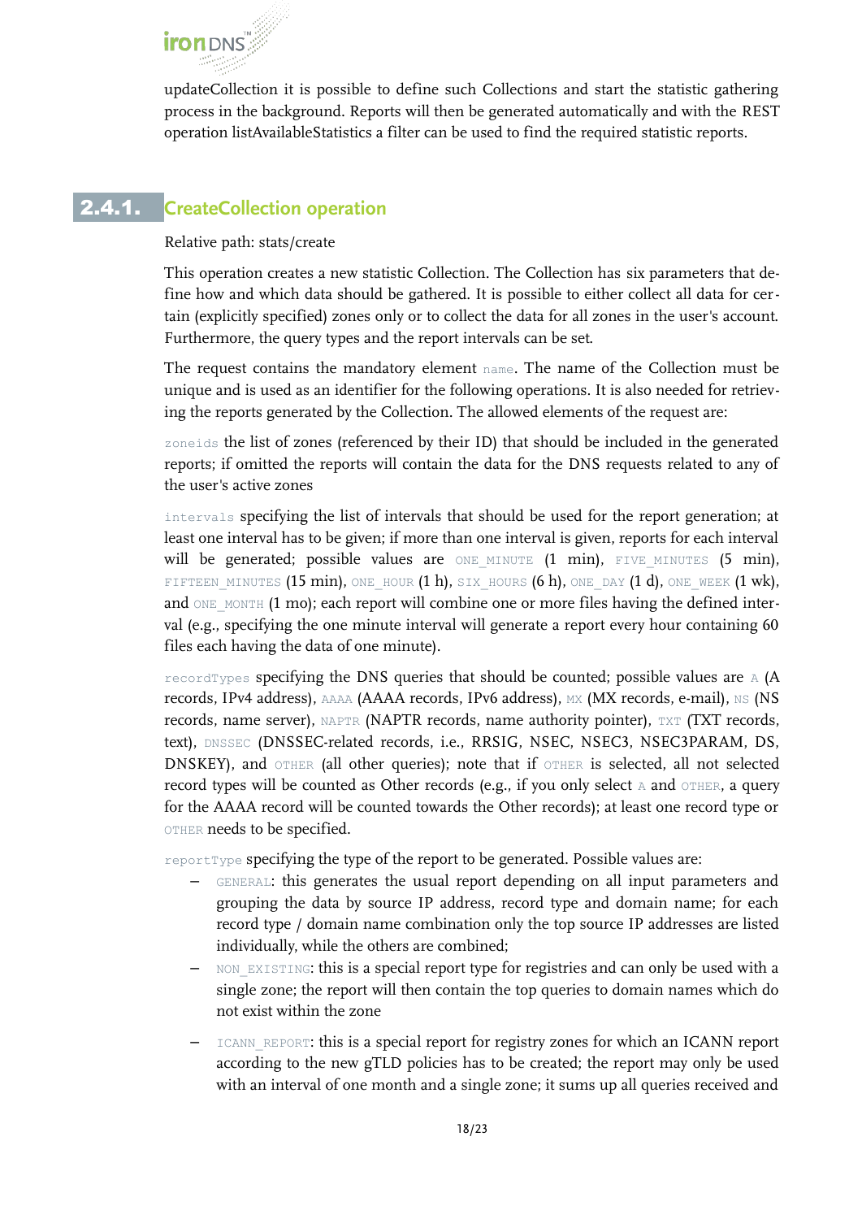updateCollection it is possible to define such Collections and start the statistic gathering process in the background. Reports will then be generated automatically and with the REST operation listAvailableStatistics a filter can be used to find the required statistic reports.

### 2.4.1. CreateCollection operation

Relative path: stats/create

This operation creates a new statistic Collection. The Collection has six parameters that define how and which data should be gathered. It is possible to either collect all data for certain (explicitly specified) zones only or to collect the data for all zones in the user's account. Furthermore, the query types and the report intervals can be set.

The request contains the mandatory element `name`. The name of the Collection must be unique and is used as an identifier for the following operations. It is also needed for retrieving the reports generated by the Collection. The allowed elements of the request are:

`zoneids` the list of zones (referenced by their ID) that should be included in the generated reports; if omitted the reports will contain the data for the DNS requests related to any of the user's active zones

`intervals` specifying the list of intervals that should be used for the report generation; at least one interval has to be given; if more than one interval is given, reports for each interval will be generated; possible values are `ONE_MINUTE` (1 min), `FIVE_MINUTES` (5 min), `FIFTEEN_MINUTES` (15 min), `ONE_HOUR` (1 h), `SIX_HOURS` (6 h), `ONE_DAY` (1 d), `ONE_WEEK` (1 wk), and `ONE_MONTH` (1 mo); each report will combine one or more files having the defined interval (e.g., specifying the one minute interval will generate a report every hour containing 60 files each having the data of one minute).

`recordTypes` specifying the DNS queries that should be counted; possible values are `A` (A records, IPv4 address), `AAAA` (AAAA records, IPv6 address), `MX` (MX records, e-mail), `NS` (NS records, name server), `NAPTR` (NAPTR records, name authority pointer), `TXT` (TXT records, text), `DNSSEC` (DNSSEC-related records, i.e., RRSIG, NSEC, NSEC3, NSEC3PARAM, DS, DNSKEY), and `OTHER` (all other queries); note that if `OTHER` is selected, all not selected record types will be counted as Other records (e.g., if you only select `A` and `OTHER`, a query for the AAAA record will be counted towards the Other records); at least one record type or `OTHER` needs to be specified.

`reportType` specifying the type of the report to be generated. Possible values are:

- `GENERAL`: this generates the usual report depending on all input parameters and grouping the data by source IP address, record type and domain name; for each record type / domain name combination only the top source IP addresses are listed individually, while the others are combined;
- `NON_EXISTING`: this is a special report type for registries and can only be used with a single zone; the report will then contain the top queries to domain names which do not exist within the zone
- `ICANN_REPORT`: this is a special report for registry zones for which an ICANN report according to the new gTLD policies has to be created; the report may only be used with an interval of one month and a single zone; it sums up all queries received and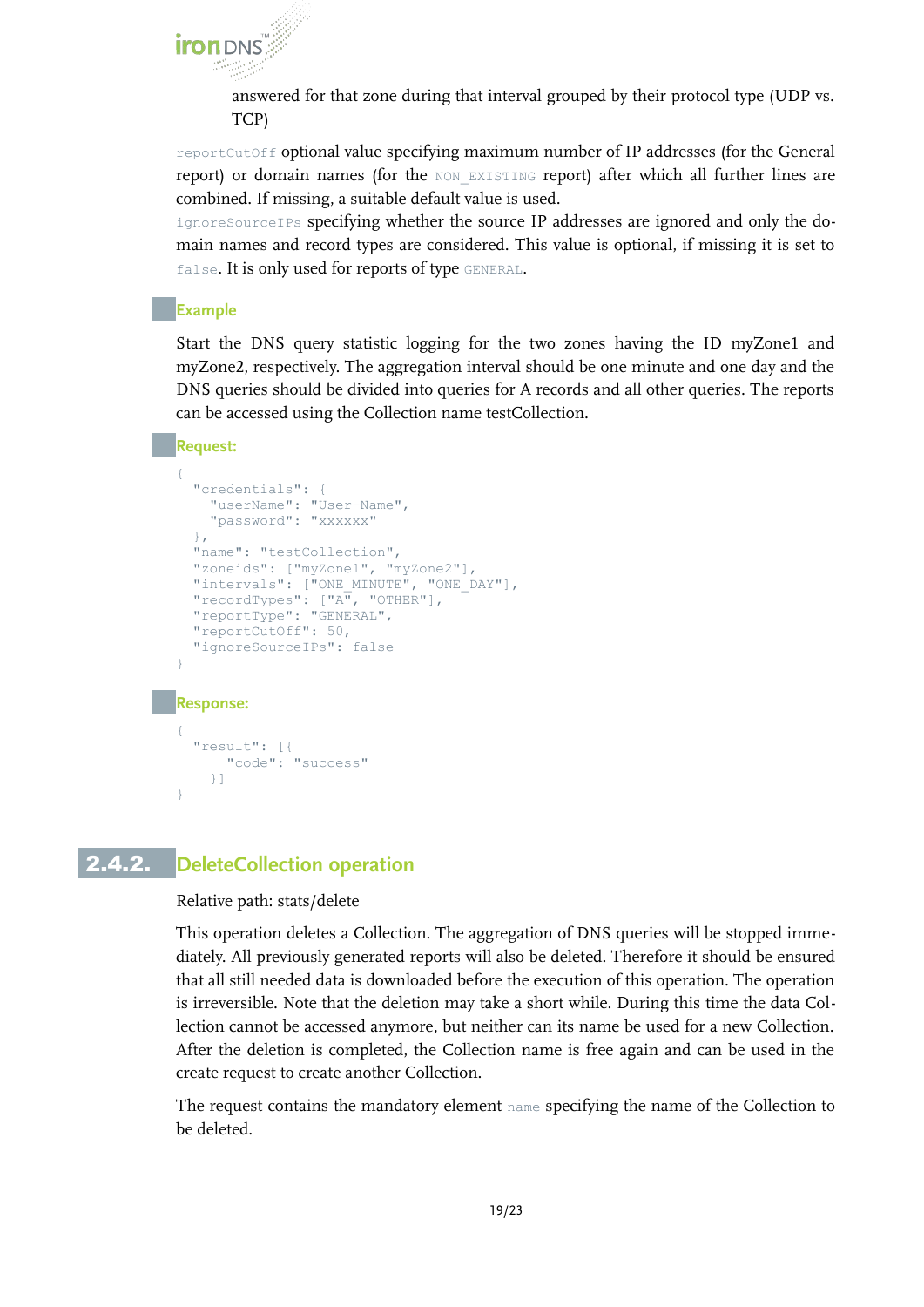answered for that zone during that interval grouped by their protocol type (UDP vs. TCP)

`reportCutOff` optional value specifying maximum number of IP addresses (for the General report) or domain names (for the `NON_EXISTING` report) after which all further lines are combined. If missing, a suitable default value is used.

`ignoreSourceIPs` specifying whether the source IP addresses are ignored and only the domain names and record types are considered. This value is optional, if missing it is set to `false`. It is only used for reports of type `GENERAL`.

#### Example

Start the DNS query statistic logging for the two zones having the ID myZone1 and myZone2, respectively. The aggregation interval should be one minute and one day and the DNS queries should be divided into queries for A records and all other queries. The reports can be accessed using the Collection name testCollection.

#### Request:

```
{
  "credentials": {
    "userName": "User-Name",
    "password": "xxxxxx"
  },
  "name": "testCollection",
  "zoneids": ["myZone1", "myZone2"],
  "intervals": ["ONE_MINUTE", "ONE_DAY"],
  "recordTypes": ["A", "OTHER"],
  "reportType": "GENERAL",
  "reportCutOff": 50,
  "ignoreSourceIPs": false
}
```

#### Response:

```
{
  "result": [{
      "code": "success"
    }]
}
```

## 2.4.2. DeleteCollection operation

Relative path: stats/delete

This operation deletes a Collection. The aggregation of DNS queries will be stopped immediately. All previously generated reports will also be deleted. Therefore it should be ensured that all still needed data is downloaded before the execution of this operation. The operation is irreversible. Note that the deletion may take a short while. During this time the data Collection cannot be accessed anymore, but neither can its name be used for a new Collection. After the deletion is completed, the Collection name is free again and can be used in the create request to create another Collection.

The request contains the mandatory element `name` specifying the name of the Collection to be deleted.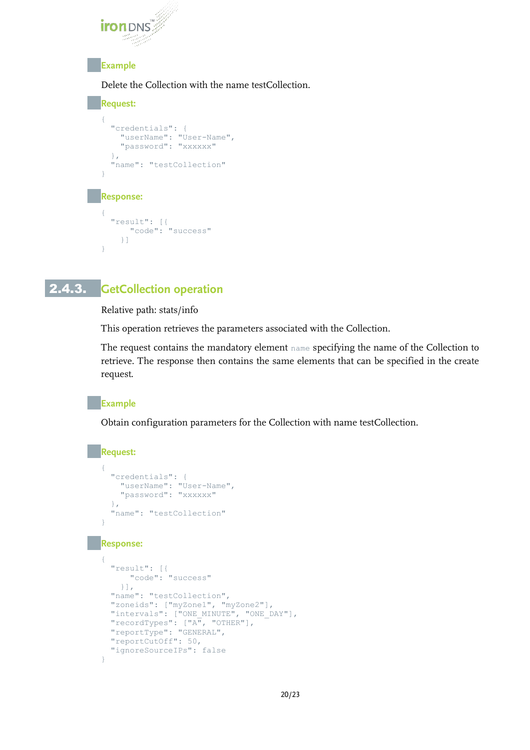#### Example

Delete the Collection with the name testCollection.

#### Request:

```
{
  "credentials": {
    "userName": "User-Name",
    "password": "xxxxxx"
  },
  "name": "testCollection"
}
```

#### Response:

```
{
  "result": [{
      "code": "success"
    }]
}
```

### 2.4.3. GetCollection operation

Relative path: stats/info

This operation retrieves the parameters associated with the Collection.

The request contains the mandatory element `name` specifying the name of the Collection to retrieve. The response then contains the same elements that can be specified in the create request.

#### Example

Obtain configuration parameters for the Collection with name testCollection.

#### Request:

```
{
  "credentials": {
    "userName": "User-Name",
    "password": "xxxxxx"
  },
  "name": "testCollection"
}
```

#### Response:

```
{
  "result": [{
      "code": "success"
    }],
  "name": "testCollection",
  "zoneids": ["myZone1", "myZone2"],
  "intervals": ["ONE_MINUTE", "ONE_DAY"],
  "recordTypes": ["A", "OTHER"],
  "reportType": "GENERAL",
  "reportCutOff": 50,
  "ignoreSourceIPs": false
}
```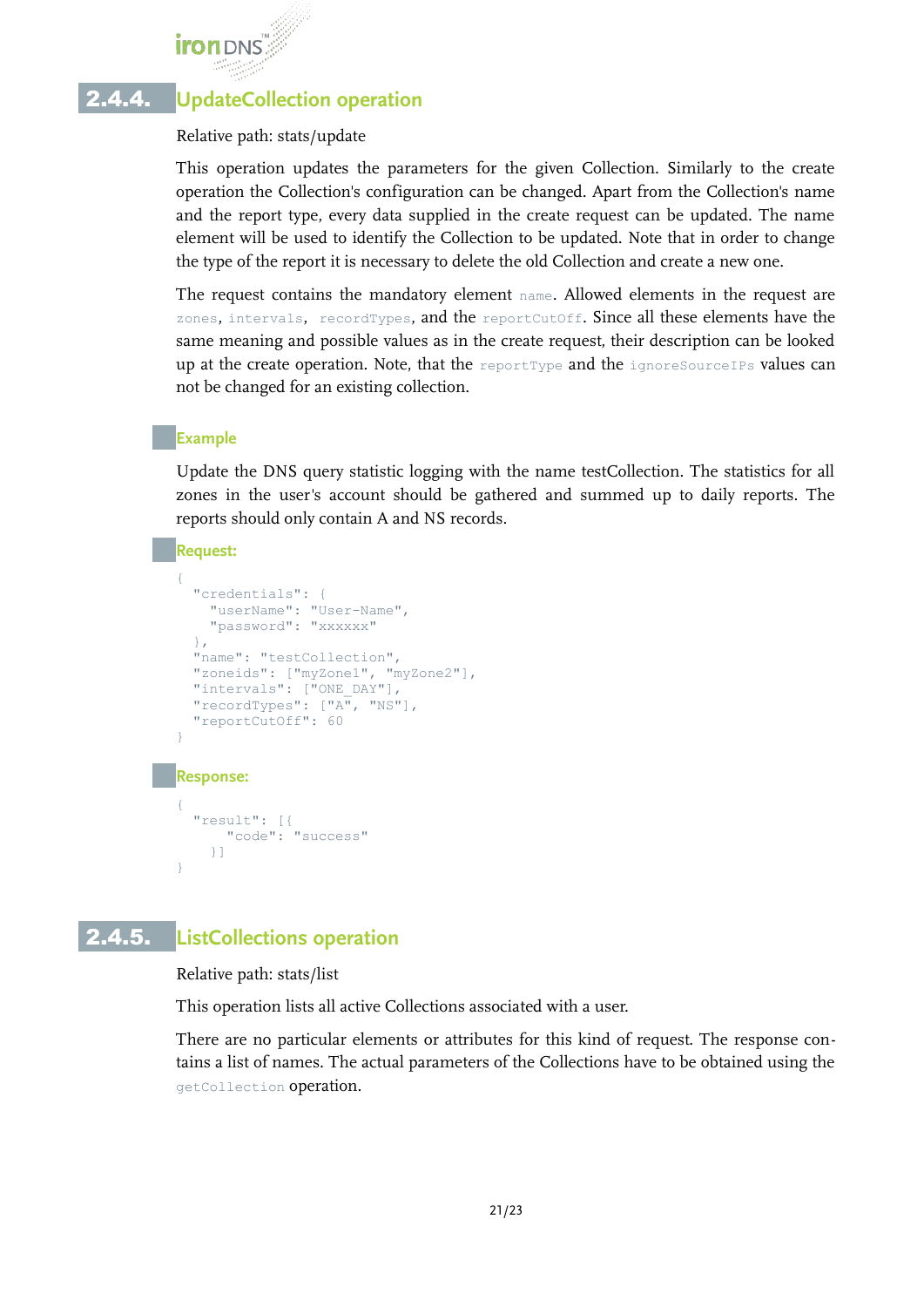### 2.4.4. UpdateCollection operation

Relative path: stats/update

This operation updates the parameters for the given Collection. Similarly to the create operation the Collection's configuration can be changed. Apart from the Collection's name and the report type, every data supplied in the create request can be updated. The name element will be used to identify the Collection to be updated. Note that in order to change the type of the report it is necessary to delete the old Collection and create a new one.

The request contains the mandatory element `name`. Allowed elements in the request are `zones`, `intervals`, `recordTypes`, and the `reportCutOff`. Since all these elements have the same meaning and possible values as in the create request, their description can be looked up at the create operation. Note, that the `reportType` and the `ignoreSourceIPs` values can not be changed for an existing collection.

#### Example

Update the DNS query statistic logging with the name testCollection. The statistics for all zones in the user's account should be gathered and summed up to daily reports. The reports should only contain A and NS records.

#### Request:

```
{
  "credentials": {
    "userName": "User-Name",
    "password": "xxxxxx"
  },
  "name": "testCollection",
  "zoneids": ["myZone1", "myZone2"],
  "intervals": ["ONE_DAY"],
  "recordTypes": ["A", "NS"],
  "reportCutOff": 60
}
```

#### Response:

```
{
  "result": [{
      "code": "success"
    }]
}
```

### 2.4.5. ListCollections operation

Relative path: stats/list

This operation lists all active Collections associated with a user.

There are no particular elements or attributes for this kind of request. The response contains a list of names. The actual parameters of the Collections have to be obtained using the `getCollection` operation.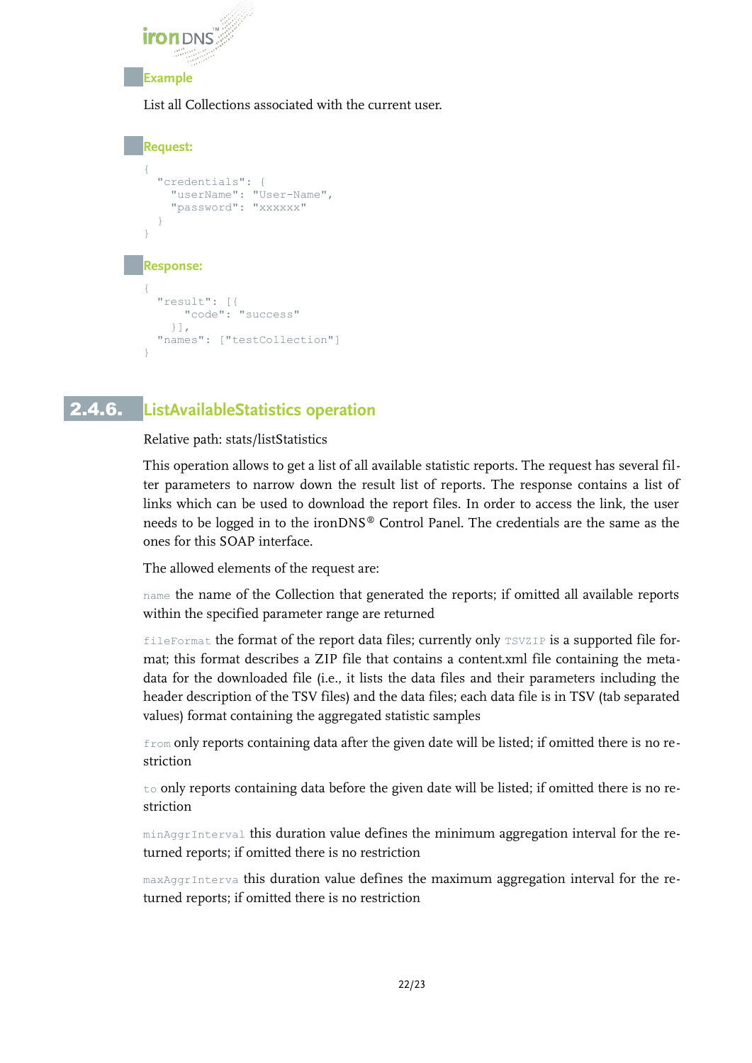### Example

List all Collections associated with the current user.

#### Request:

```
{
  "credentials": {
    "userName": "User-Name",
    "password": "xxxxxx"
  }
}
```

#### Response:

```
{
  "result": [{
      "code": "success"
    }],
  "names": ["testCollection"]
}
```

## 2.4.6. ListAvailableStatistics operation

Relative path: stats/listStatistics

This operation allows to get a list of all available statistic reports. The request has several filter parameters to narrow down the result list of reports. The response contains a list of links which can be used to download the report files. In order to access the link, the user needs to be logged in to the ironDNS® Control Panel. The credentials are the same as the ones for this SOAP interface.

The allowed elements of the request are:

`name` the name of the Collection that generated the reports; if omitted all available reports within the specified parameter range are returned

`fileFormat` the format of the report data files; currently only `TSVZIP` is a supported file format; this format describes a ZIP file that contains a content.xml file containing the metadata for the downloaded file (i.e., it lists the data files and their parameters including the header description of the TSV files) and the data files; each data file is in TSV (tab separated values) format containing the aggregated statistic samples

`from` only reports containing data after the given date will be listed; if omitted there is no restriction

`to` only reports containing data before the given date will be listed; if omitted there is no restriction

`minAggrInterval` this duration value defines the minimum aggregation interval for the returned reports; if omitted there is no restriction

`maxAggrInterva` this duration value defines the maximum aggregation interval for the returned reports; if omitted there is no restriction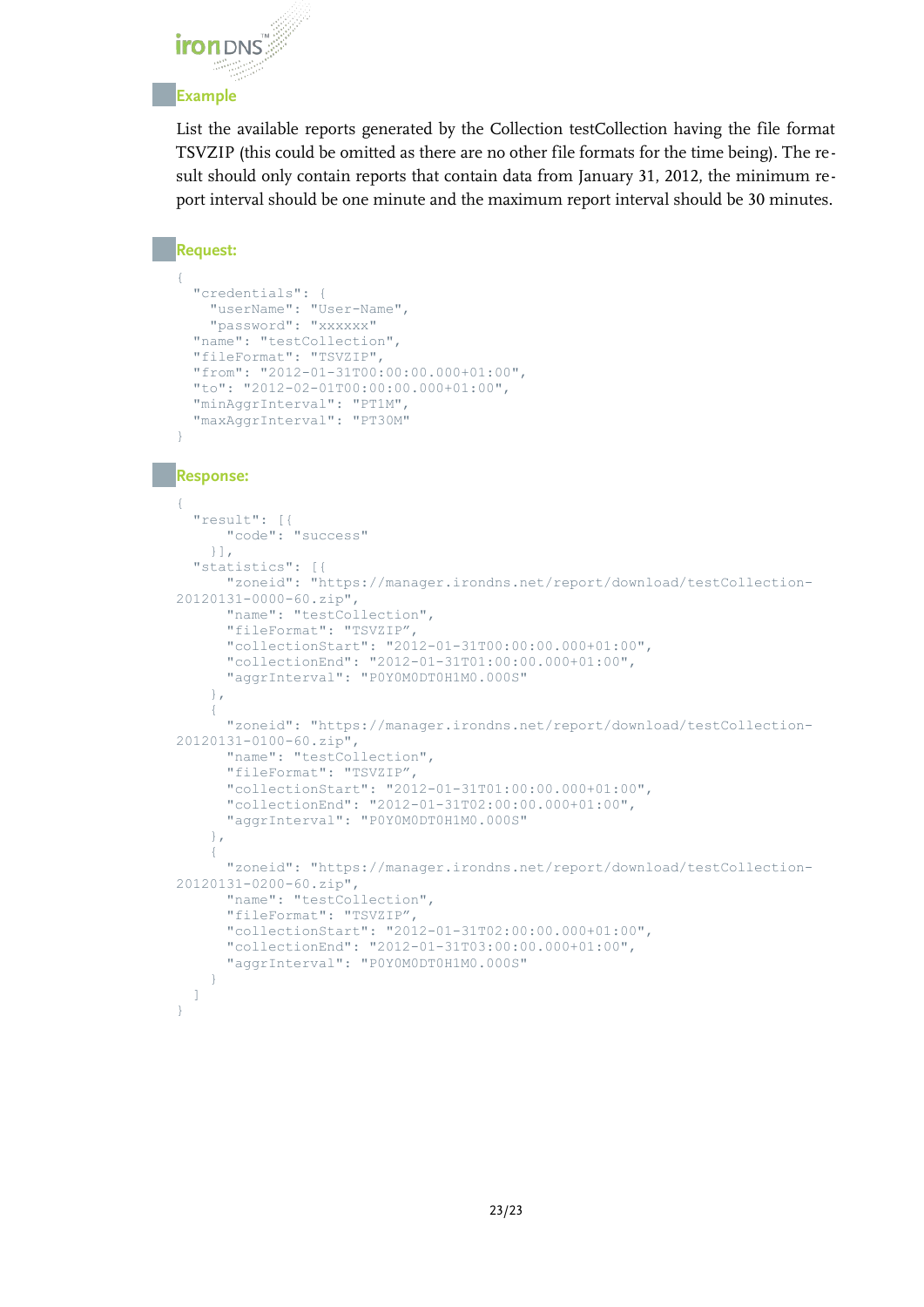## Example

List the available reports generated by the Collection testCollection having the file format TSVZIP (this could be omitted as there are no other file formats for the time being). The result should only contain reports that contain data from January 31, 2012, the minimum report interval should be one minute and the maximum report interval should be 30 minutes.

## Request:

```
{
  "credentials": {
    "userName": "User-Name",
    "password": "xxxxxx"
  "name": "testCollection",
  "fileFormat": "TSVZIP",
  "from": "2012-01-31T00:00:00.000+01:00",
  "to": "2012-02-01T00:00:00.000+01:00",
  "minAggrInterval": "PT1M",
  "maxAggrInterval": "PT30M"
}
```

## Response:

```
{
  "result": [{
      "code": "success"
    }],
  "statistics": [{
      "zoneid": "https://manager.irondns.net/report/download/testCollection-
20120131-0000-60.zip",
      "name": "testCollection",
      "fileFormat": "TSVZIP",
      "collectionStart": "2012-01-31T00:00:00.000+01:00",
      "collectionEnd": "2012-01-31T01:00:00.000+01:00",
      "aggrInterval": "P0Y0M0DT0H1M0.000S"
    },
    {
      "zoneid": "https://manager.irondns.net/report/download/testCollection-
20120131-0100-60.zip",
      "name": "testCollection",
      "fileFormat": "TSVZIP",
      "collectionStart": "2012-01-31T01:00:00.000+01:00",
      "collectionEnd": "2012-01-31T02:00:00.000+01:00",
      "aggrInterval": "P0Y0M0DT0H1M0.000S"
    },
    {
      "zoneid": "https://manager.irondns.net/report/download/testCollection-
20120131-0200-60.zip",
      "name": "testCollection",
      "fileFormat": "TSVZIP",
      "collectionStart": "2012-01-31T02:00:00.000+01:00",
      "collectionEnd": "2012-01-31T03:00:00.000+01:00",
      "aggrInterval": "P0Y0M0DT0H1M0.000S"
    }
  ]
}
```